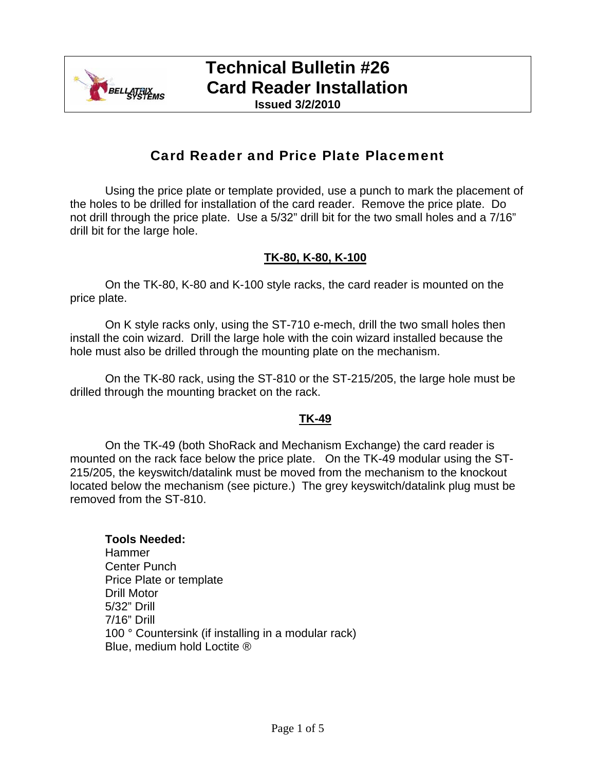# Technical Bulletin #26
# Card Reader Installation

**Issued 3/2/2010**

## Card Reader and Price Plate Placement

Using the price plate or template provided, use a punch to mark the placement of the holes to be drilled for installation of the card reader. Remove the price plate. Do not drill through the price plate. Use a 5/32" drill bit for the two small holes and a 7/16" drill bit for the large hole.

### TK-80, K-80, K-100

On the TK-80, K-80 and K-100 style racks, the card reader is mounted on the price plate.

On K style racks only, using the ST-710 e-mech, drill the two small holes then install the coin wizard. Drill the large hole with the coin wizard installed because the hole must also be drilled through the mounting plate on the mechanism.

On the TK-80 rack, using the ST-810 or the ST-215/205, the large hole must be drilled through the mounting bracket on the rack.

### TK-49

On the TK-49 (both ShoRack and Mechanism Exchange) the card reader is mounted on the rack face below the price plate. On the TK-49 modular using the ST-215/205, the keyswitch/datalink must be moved from the mechanism to the knockout located below the mechanism (see picture.) The grey keyswitch/datalink plug must be removed from the ST-810.

**Tools Needed:**

Hammer
Center Punch
Price Plate or template
Drill Motor
5/32" Drill
7/16" Drill
100 ° Countersink (if installing in a modular rack)
Blue, medium hold Loctite ®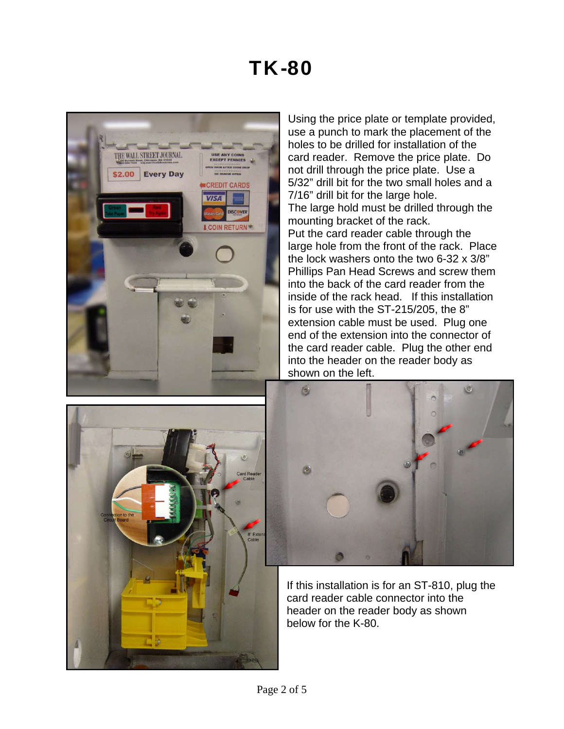# TK-80

Using the price plate or template provided, use a punch to mark the placement of the holes to be drilled for installation of the card reader. Remove the price plate. Do not drill through the price plate. Use a 5/32" drill bit for the two small holes and a 7/16" drill bit for the large hole.

The large hold must be drilled through the mounting bracket of the rack.

Put the card reader cable through the large hole from the front of the rack. Place the lock washers onto the two 6-32 x 3/8" Phillips Pan Head Screws and screw them into the back of the card reader from the inside of the rack head. If this installation is for use with the ST-215/205, the 8" extension cable must be used. Plug one end of the extension into the connector of the card reader cable. Plug the other end into the header on the reader body as shown on the left.

If this installation is for an ST-810, plug the card reader cable connector into the header on the reader body as shown below for the K-80.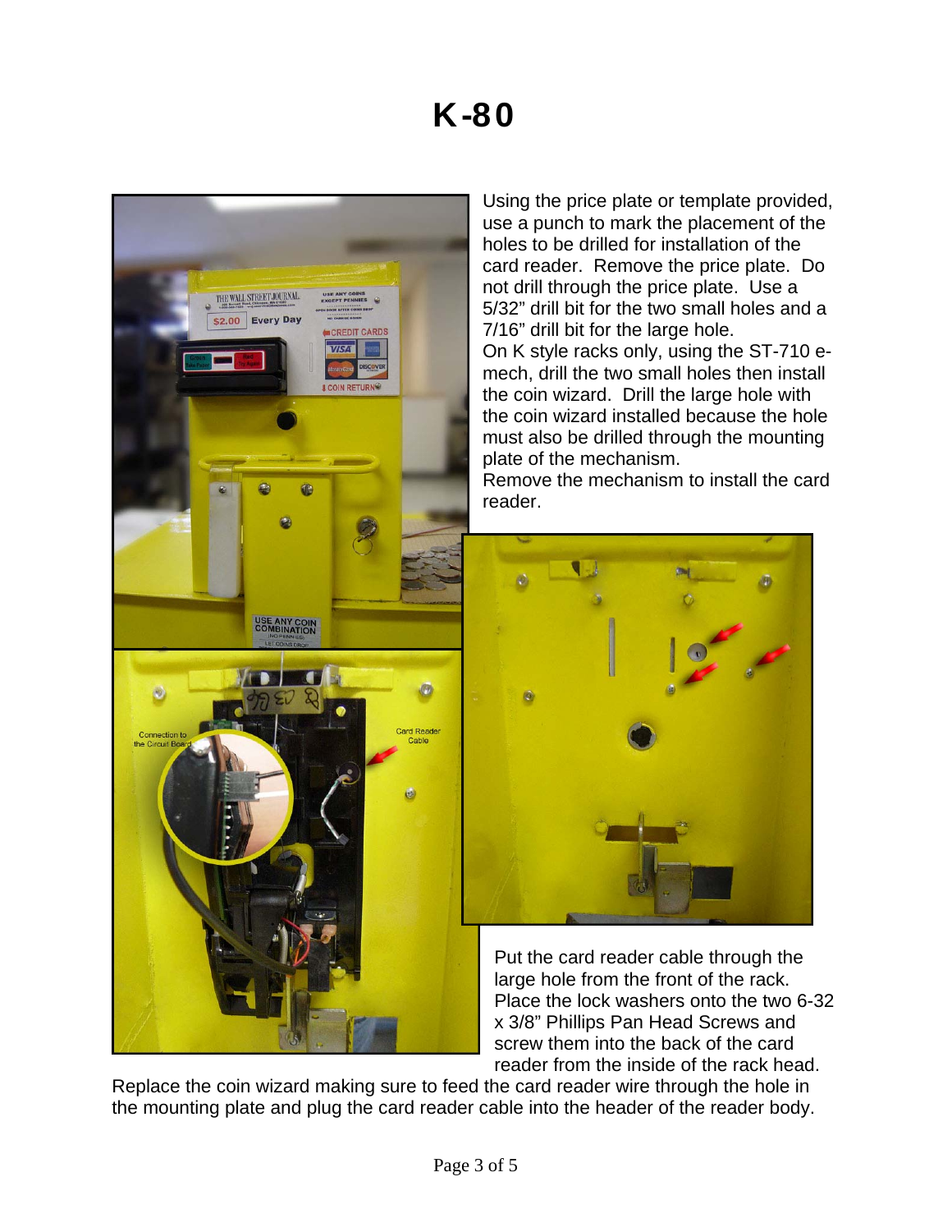# K-80

Using the price plate or template provided, use a punch to mark the placement of the holes to be drilled for installation of the card reader. Remove the price plate. Do not drill through the price plate. Use a 5/32" drill bit for the two small holes and a 7/16" drill bit for the large hole.
On K style racks only, using the ST-710 e-mech, drill the two small holes then install the coin wizard. Drill the large hole with the coin wizard installed because the hole must also be drilled through the mounting plate of the mechanism.
Remove the mechanism to install the card reader.

Put the card reader cable through the large hole from the front of the rack. Place the lock washers onto the two 6-32 x 3/8" Phillips Pan Head Screws and screw them into the back of the card reader from the inside of the rack head.
Replace the coin wizard making sure to feed the card reader wire through the hole in the mounting plate and plug the card reader cable into the header of the reader body.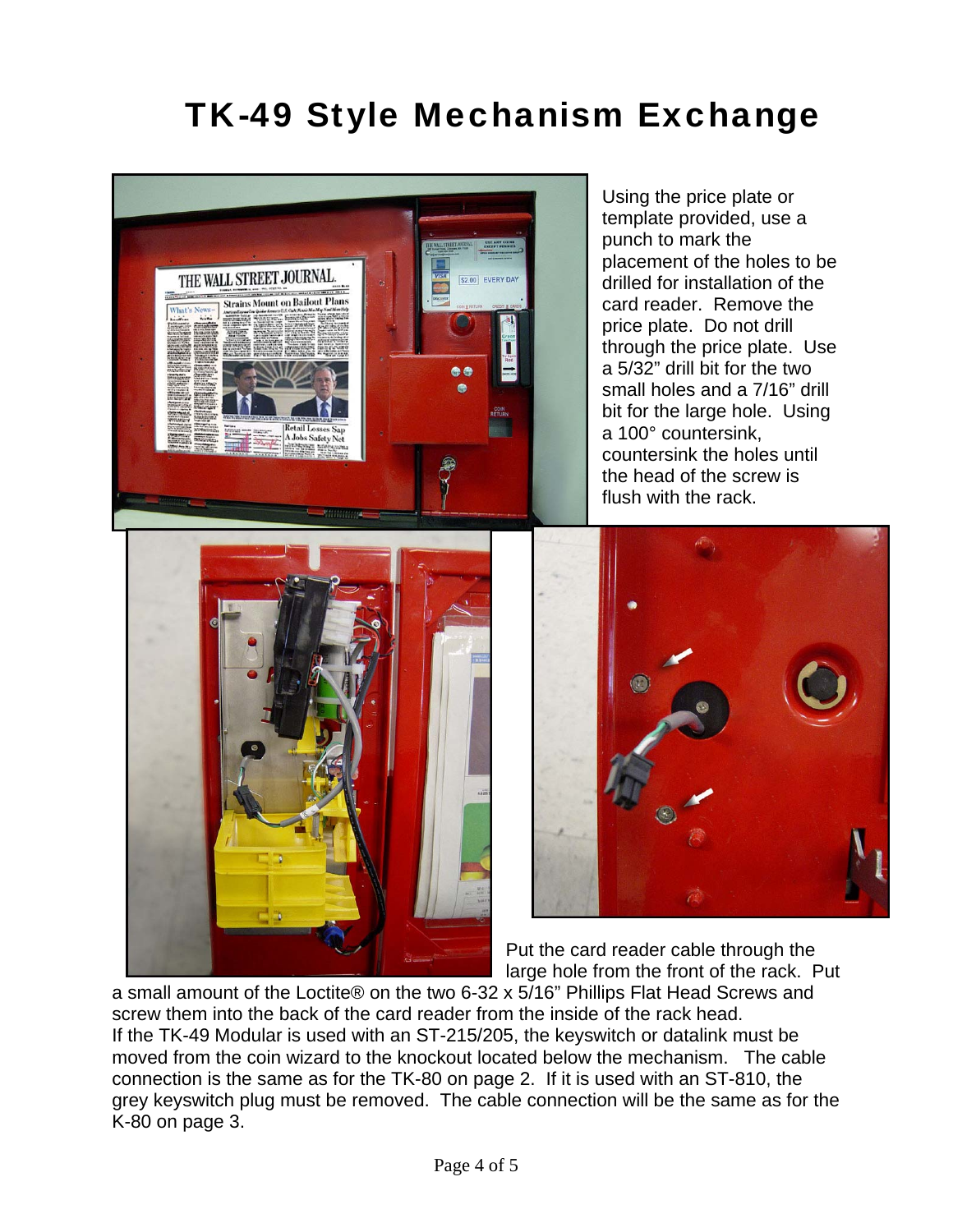# TK-49 Style Mechanism Exchange

Using the price plate or template provided, use a punch to mark the placement of the holes to be drilled for installation of the card reader. Remove the price plate. Do not drill through the price plate. Use a 5/32" drill bit for the two small holes and a 7/16" drill bit for the large hole. Using a 100° countersink, countersink the holes until the head of the screw is flush with the rack.

Put the card reader cable through the large hole from the front of the rack. Put a small amount of the Loctite® on the two 6-32 x 5/16" Phillips Flat Head Screws and screw them into the back of the card reader from the inside of the rack head.

If the TK-49 Modular is used with an ST-215/205, the keyswitch or datalink must be moved from the coin wizard to the knockout located below the mechanism. The cable connection is the same as for the TK-80 on page 2. If it is used with an ST-810, the grey keyswitch plug must be removed. The cable connection will be the same as for the K-80 on page 3.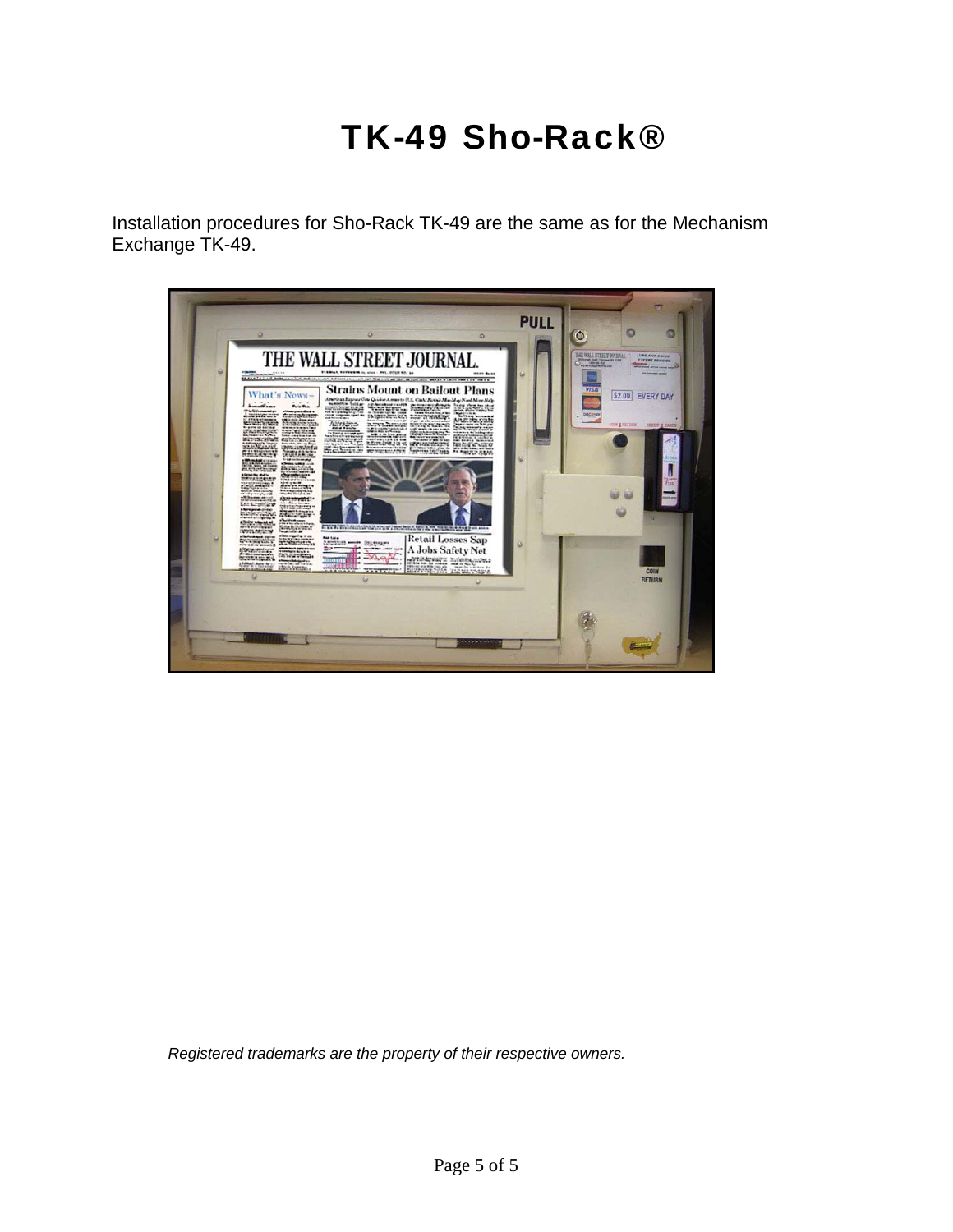# TK-49 Sho-Rack®

Installation procedures for Sho-Rack TK-49 are the same as for the Mechanism Exchange TK-49.

*Registered trademarks are the property of their respective owners.*